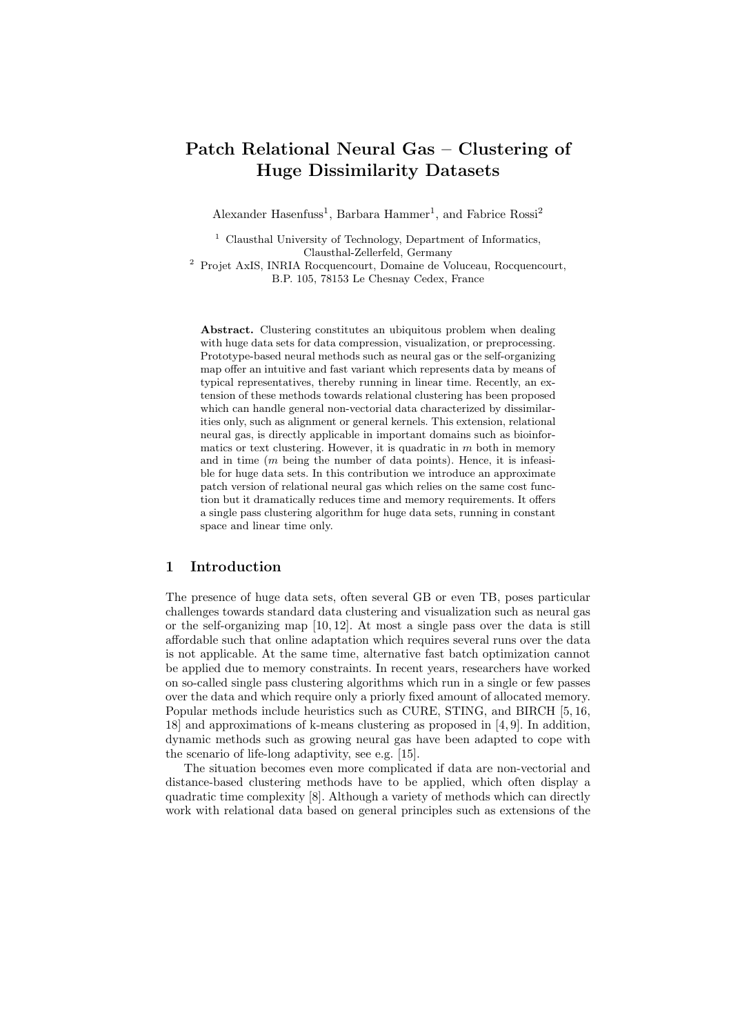# Patch Relational Neural Gas – Clustering of Huge Dissimilarity Datasets

Alexander Hasenfuss[1], Barbara Hammer[1], and Fabrice Rossi[2]

[1] Clausthal University of Technology, Department of Informatics, Clausthal-Zellerfeld, Germany
[2] Projet AxIS, INRIA Rocquencourt, Domaine de Voluceau, Rocquencourt, B.P. 105, 78153 Le Chesnay Cedex, France

**Abstract.** Clustering constitutes an ubiquitous problem when dealing with huge data sets for data compression, visualization, or preprocessing. Prototype-based neural methods such as neural gas or the self-organizing map offer an intuitive and fast variant which represents data by means of typical representatives, thereby running in linear time. Recently, an extension of these methods towards relational clustering has been proposed which can handle general non-vectorial data characterized by dissimilarities only, such as alignment or general kernels. This extension, relational neural gas, is directly applicable in important domains such as bioinformatics or text clustering. However, it is quadratic in $m$ both in memory and in time ($m$ being the number of data points). Hence, it is infeasible for huge data sets. In this contribution we introduce an approximate patch version of relational neural gas which relies on the same cost function but it dramatically reduces time and memory requirements. It offers a single pass clustering algorithm for huge data sets, running in constant space and linear time only.

## 1 Introduction

The presence of huge data sets, often several GB or even TB, poses particular challenges towards standard data clustering and visualization such as neural gas or the self-organizing map [10, 12]. At most a single pass over the data is still affordable such that online adaptation which requires several runs over the data is not applicable. At the same time, alternative fast batch optimization cannot be applied due to memory constraints. In recent years, researchers have worked on so-called single pass clustering algorithms which run in a single or few passes over the data and which require only a priorly fixed amount of allocated memory. Popular methods include heuristics such as CURE, STING, and BIRCH [5, 16, 18] and approximations of k-means clustering as proposed in [4, 9]. In addition, dynamic methods such as growing neural gas have been adapted to cope with the scenario of life-long adaptivity, see e.g. [15].

The situation becomes even more complicated if data are non-vectorial and distance-based clustering methods have to be applied, which often display a quadratic time complexity [8]. Although a variety of methods which can directly work with relational data based on general principles such as extensions of the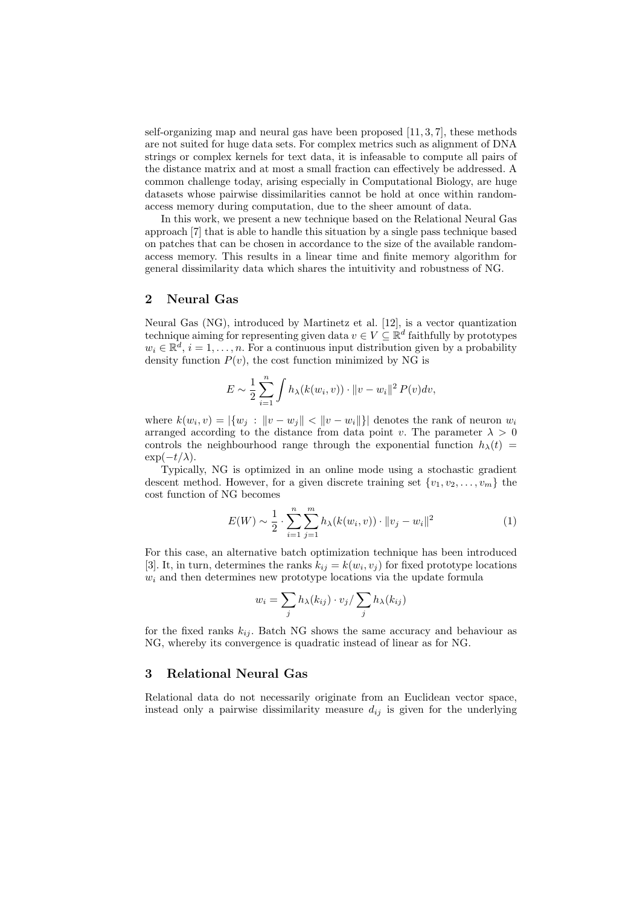self-organizing map and neural gas have been proposed [11, 3, 7], these methods are not suited for huge data sets. For complex metrics such as alignment of DNA strings or complex kernels for text data, it is infeasable to compute all pairs of the distance matrix and at most a small fraction can effectively be addressed. A common challenge today, arising especially in Computational Biology, are huge datasets whose pairwise dissimilarities cannot be hold at once within random-access memory during computation, due to the sheer amount of data.

In this work, we present a new technique based on the Relational Neural Gas approach [7] that is able to handle this situation by a single pass technique based on patches that can be chosen in accordance to the size of the available random-access memory. This results in a linear time and finite memory algorithm for general dissimilarity data which shares the intuitivity and robustness of NG.

## 2 Neural Gas

Neural Gas (NG), introduced by Martinetz et al. [12], is a vector quantization technique aiming for representing given data $v \in V \subseteq \mathbb{R}^d$ faithfully by prototypes $w_i \in \mathbb{R}^d$, $i = 1, \dots, n$. For a continuous input distribution given by a probability density function $P(v)$, the cost function minimized by NG is

$$E \sim \frac{1}{2} \sum_{i=1}^{n} \int h_\lambda(k(w_i, v)) \cdot \|v - w_i\|^2 \, P(v) dv,$$

where $k(w_i, v) = |\{w_j \, : \, \|v - w_j\| < \|v - w_i\|\}|$ denotes the rank of neuron $w_i$ arranged according to the distance from data point $v$. The parameter $\lambda > 0$ controls the neighbourhood range through the exponential function $h_\lambda(t) = \exp(-t/\lambda)$.

Typically, NG is optimized in an online mode using a stochastic gradient descent method. However, for a given discrete training set $\{v_1, v_2, \dots, v_m\}$ the cost function of NG becomes

$$E(W) \sim \frac{1}{2} \cdot \sum_{i=1}^{n} \sum_{j=1}^{m} h_\lambda(k(w_i, v)) \cdot \|v_j - w_i\|^2 \tag{1}$$

For this case, an alternative batch optimization technique has been introduced [3]. It, in turn, determines the ranks $k_{ij} = k(w_i, v_j)$ for fixed prototype locations $w_i$ and then determines new prototype locations via the update formula

$$w_i = \sum_j h_\lambda(k_{ij}) \cdot v_j / \sum_j h_\lambda(k_{ij})$$

for the fixed ranks $k_{ij}$. Batch NG shows the same accuracy and behaviour as NG, whereby its convergence is quadratic instead of linear as for NG.

## 3 Relational Neural Gas

Relational data do not necessarily originate from an Euclidean vector space, instead only a pairwise dissimilarity measure $d_{ij}$ is given for the underlying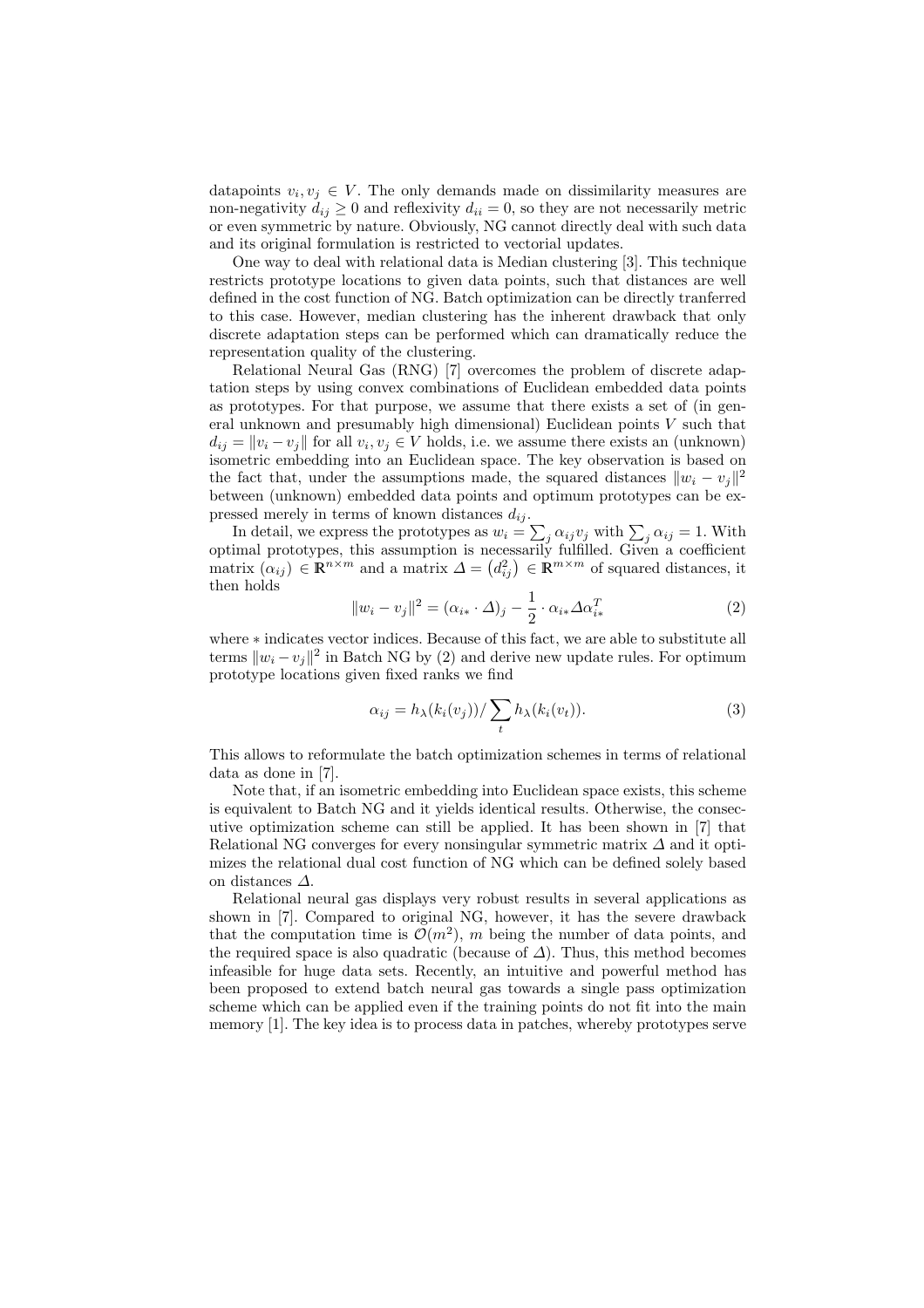datapoints $v_i, v_j \in V$. The only demands made on dissimilarity measures are non-negativity $d_{ij} \geq 0$ and reflexivity $d_{ii} = 0$, so they are not necessarily metric or even symmetric by nature. Obviously, NG cannot directly deal with such data and its original formulation is restricted to vectorial updates.

One way to deal with relational data is Median clustering [3]. This technique restricts prototype locations to given data points, such that distances are well defined in the cost function of NG. Batch optimization can be directly tranferred to this case. However, median clustering has the inherent drawback that only discrete adaptation steps can be performed which can dramatically reduce the representation quality of the clustering.

Relational Neural Gas (RNG) [7] overcomes the problem of discrete adaptation steps by using convex combinations of Euclidean embedded data points as prototypes. For that purpose, we assume that there exists a set of (in general unknown and presumably high dimensional) Euclidean points $V$ such that $d_{ij} = \|v_i - v_j\|$ for all $v_i, v_j \in V$ holds, i.e. we assume there exists an (unknown) isometric embedding into an Euclidean space. The key observation is based on the fact that, under the assumptions made, the squared distances $\|w_i - v_j\|^2$ between (unknown) embedded data points and optimum prototypes can be expressed merely in terms of known distances $d_{ij}$.

In detail, we express the prototypes as $w_i = \sum_j \alpha_{ij} v_j$ with $\sum_j \alpha_{ij} = 1$. With optimal prototypes, this assumption is necessarily fulfilled. Given a coefficient matrix $(\alpha_{ij}) \in \mathbb{R}^{n \times m}$ and a matrix $\Delta = \left(d_{ij}^2\right) \in \mathbb{R}^{m \times m}$ of squared distances, it then holds

$$\|w_i - v_j\|^2 = (\alpha_{i*} \cdot \Delta)_j - \frac{1}{2} \cdot \alpha_{i*} \Delta \alpha_{i*}^T \tag{2}$$

where $*$ indicates vector indices. Because of this fact, we are able to substitute all terms $\|w_i - v_j\|^2$ in Batch NG by (2) and derive new update rules. For optimum prototype locations given fixed ranks we find

$$\alpha_{ij} = h_\lambda(k_i(v_j)) / \sum_t h_\lambda(k_i(v_t)). \tag{3}$$

This allows to reformulate the batch optimization schemes in terms of relational data as done in [7].

Note that, if an isometric embedding into Euclidean space exists, this scheme is equivalent to Batch NG and it yields identical results. Otherwise, the consecutive optimization scheme can still be applied. It has been shown in [7] that Relational NG converges for every nonsingular symmetric matrix $\Delta$ and it optimizes the relational dual cost function of NG which can be defined solely based on distances $\Delta$.

Relational neural gas displays very robust results in several applications as shown in [7]. Compared to original NG, however, it has the severe drawback that the computation time is $\mathcal{O}(m^2)$, $m$ being the number of data points, and the required space is also quadratic (because of $\Delta$). Thus, this method becomes infeasible for huge data sets. Recently, an intuitive and powerful method has been proposed to extend batch neural gas towards a single pass optimization scheme which can be applied even if the training points do not fit into the main memory [1]. The key idea is to process data in patches, whereby prototypes serve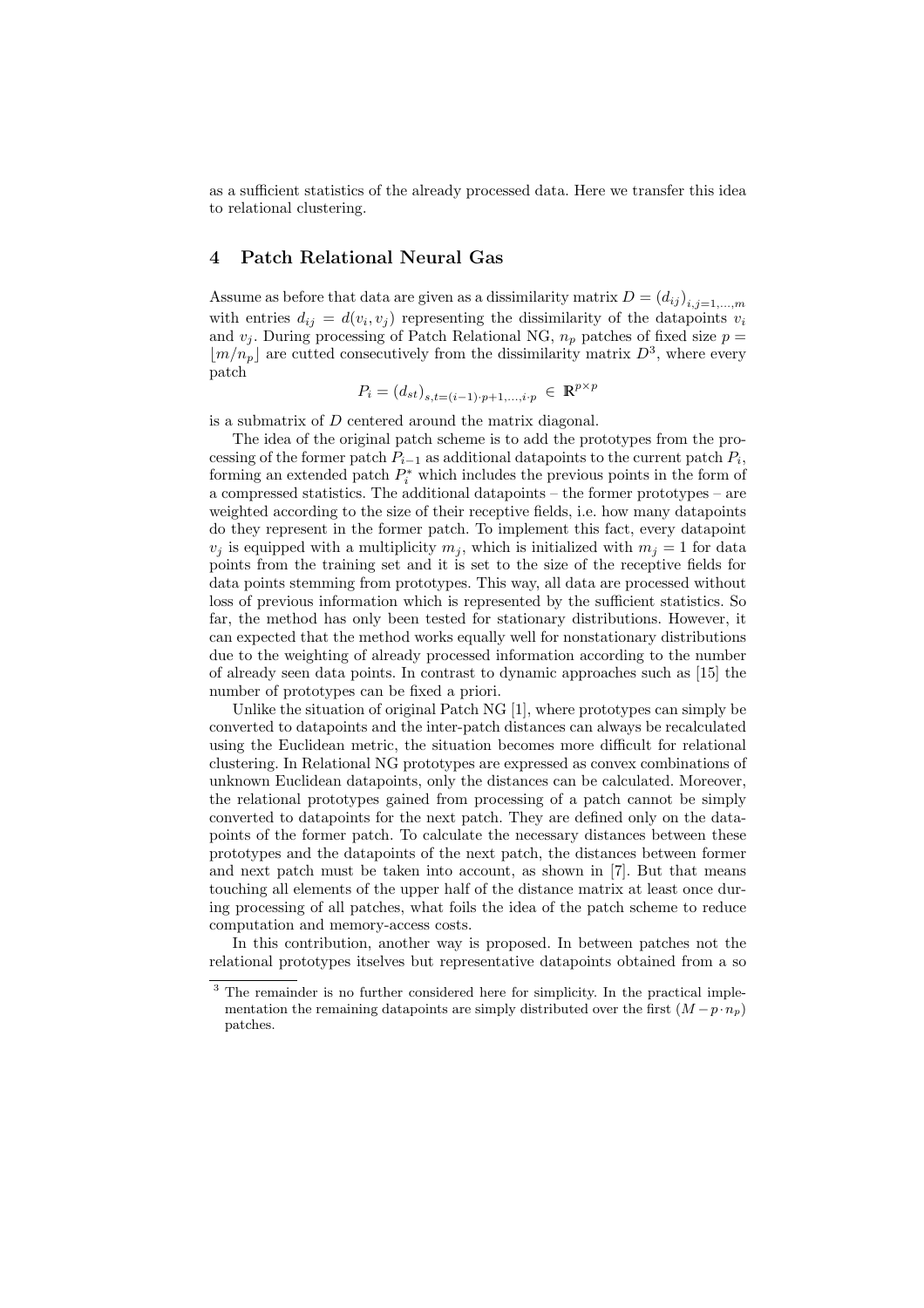as a sufficient statistics of the already processed data. Here we transfer this idea to relational clustering.

## 4 Patch Relational Neural Gas

Assume as before that data are given as a dissimilarity matrix $D = (d_{ij})_{i,j=1,\ldots,m}$ with entries $d_{ij} = d(v_i, v_j)$ representing the dissimilarity of the datapoints $v_i$ and $v_j$. During processing of Patch Relational NG, $n_p$ patches of fixed size $p = \lfloor m/n_p \rfloor$ are cutted consecutively from the dissimilarity matrix $D$[3], where every patch

$$P_i = (d_{st})_{s,t=(i-1)\cdot p+1,\ldots,i\cdot p} \in \mathbb{R}^{p \times p}$$

is a submatrix of $D$ centered around the matrix diagonal.

The idea of the original patch scheme is to add the prototypes from the processing of the former patch $P_{i-1}$ as additional datapoints to the current patch $P_i$, forming an extended patch $P_i^*$ which includes the previous points in the form of a compressed statistics. The additional datapoints – the former prototypes – are weighted according to the size of their receptive fields, i.e. how many datapoints do they represent in the former patch. To implement this fact, every datapoint $v_j$ is equipped with a multiplicity $m_j$, which is initialized with $m_j = 1$ for data points from the training set and it is set to the size of the receptive fields for data points stemming from prototypes. This way, all data are processed without loss of previous information which is represented by the sufficient statistics. So far, the method has only been tested for stationary distributions. However, it can expected that the method works equally well for nonstationary distributions due to the weighting of already processed information according to the number of already seen data points. In contrast to dynamic approaches such as [15] the number of prototypes can be fixed a priori.

Unlike the situation of original Patch NG [1], where prototypes can simply be converted to datapoints and the inter-patch distances can always be recalculated using the Euclidean metric, the situation becomes more difficult for relational clustering. In Relational NG prototypes are expressed as convex combinations of unknown Euclidean datapoints, only the distances can be calculated. Moreover, the relational prototypes gained from processing of a patch cannot be simply converted to datapoints for the next patch. They are defined only on the datapoints of the former patch. To calculate the necessary distances between these prototypes and the datapoints of the next patch, the distances between former and next patch must be taken into account, as shown in [7]. But that means touching all elements of the upper half of the distance matrix at least once during processing of all patches, what foils the idea of the patch scheme to reduce computation and memory-access costs.

In this contribution, another way is proposed. In between patches not the relational prototypes itselves but representative datapoints obtained from a so

[3] The remainder is no further considered here for simplicity. In the practical implementation the remaining datapoints are simply distributed over the first $(M - p \cdot n_p)$ patches.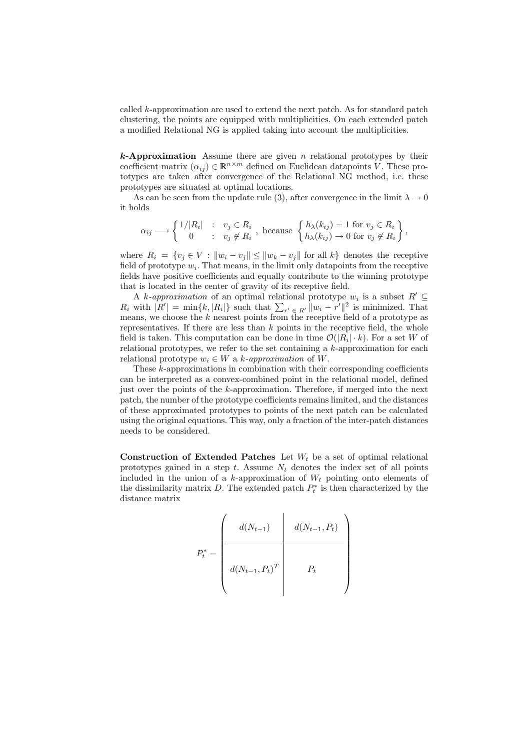called $k$-approximation are used to extend the next patch. As for standard patch clustering, the points are equipped with multiplicities. On each extended patch a modified Relational NG is applied taking into account the multiplicities.

***k*-Approximation** Assume there are given $n$ relational prototypes by their coefficient matrix $(\alpha_{ij}) \in \mathbb{R}^{n \times m}$ defined on Euclidean datapoints $V$. These prototypes are taken after convergence of the Relational NG method, i.e. these prototypes are situated at optimal locations.

As can be seen from the update rule (3), after convergence in the limit $\lambda \to 0$ it holds

$$\alpha_{ij} \longrightarrow \begin{cases} 1/|R_i| & : \quad v_j \in R_i \\ 0 & : \quad v_j \notin R_i \end{cases}, \text{ because } \begin{Bmatrix} h_\lambda(k_{ij}) = 1 \text{ for } v_j \in R_i \\ h_\lambda(k_{ij}) \to 0 \text{ for } v_j \notin R_i \end{Bmatrix},$$

where $R_i = \{v_j \in V : \|w_i - v_j\| \leq \|w_k - v_j\| \text{ for all } k\}$ denotes the receptive field of prototype $w_i$. That means, in the limit only datapoints from the receptive fields have positive coefficients and equally contribute to the winning prototype that is located in the center of gravity of its receptive field.

A *k-approximation* of an optimal relational prototype $w_i$ is a subset $R' \subseteq R_i$ with $|R'| = \min\{k, |R_i|\}$ such that $\sum_{r' \in R'} \|w_i - r'\|^2$ is minimized. That means, we choose the $k$ nearest points from the receptive field of a prototype as representatives. If there are less than $k$ points in the receptive field, the whole field is taken. This computation can be done in time $\mathcal{O}(|R_i| \cdot k)$. For a set $W$ of relational prototypes, we refer to the set containing a $k$-approximation for each relational prototype $w_i \in W$ a *k-approximation* of $W$.

These $k$-approximations in combination with their corresponding coefficients can be interpreted as a convex-combined point in the relational model, defined just over the points of the $k$-approximation. Therefore, if merged into the next patch, the number of the prototype coefficients remains limited, and the distances of these approximated prototypes to points of the next patch can be calculated using the original equations. This way, only a fraction of the inter-patch distances needs to be considered.

**Construction of Extended Patches** Let $W_t$ be a set of optimal relational prototypes gained in a step $t$. Assume $N_t$ denotes the index set of all points included in the union of a $k$-approximation of $W_t$ pointing onto elements of the dissimilarity matrix $D$. The extended patch $P_t^*$ is then characterized by the distance matrix

$$P_t^* = \left( \begin{array}{c|c} d(N_{t-1}) & d(N_{t-1}, P_t) \\ \hline d(N_{t-1}, P_t)^T & P_t \end{array} \right)$$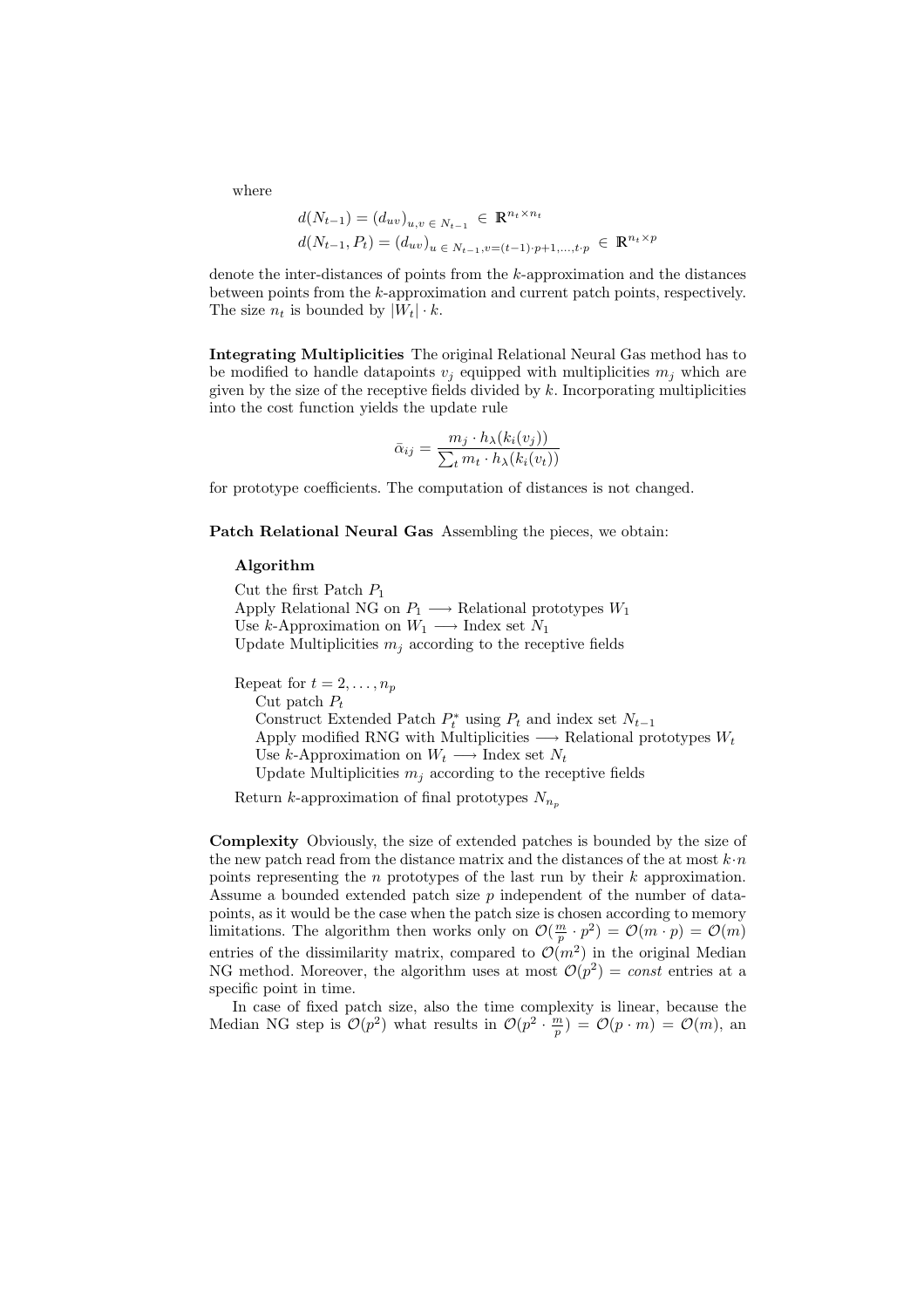where

$$d(N_{t-1}) = (d_{uv})_{u,v \in N_{t-1}} \in \mathbb{R}^{n_t \times n_t}$$
$$d(N_{t-1}, P_t) = (d_{uv})_{u \in N_{t-1}, v=(t-1)\cdot p+1,\ldots,t\cdot p} \in \mathbb{R}^{n_t \times p}$$

denote the inter-distances of points from the $k$-approximation and the distances between points from the $k$-approximation and current patch points, respectively. The size $n_t$ is bounded by $|W_t| \cdot k$.

**Integrating Multiplicities** The original Relational Neural Gas method has to be modified to handle datapoints $v_j$ equipped with multiplicities $m_j$ which are given by the size of the receptive fields divided by $k$. Incorporating multiplicities into the cost function yields the update rule

$$\bar{\alpha}_{ij} = \frac{m_j \cdot h_\lambda(k_i(v_j))}{\sum_t m_t \cdot h_\lambda(k_i(v_t))}$$

for prototype coefficients. The computation of distances is not changed.

**Patch Relational Neural Gas** Assembling the pieces, we obtain:

**Algorithm**

Cut the first Patch $P_1$
Apply Relational NG on $P_1 \longrightarrow$ Relational prototypes $W_1$
Use $k$-Approximation on $W_1 \longrightarrow$ Index set $N_1$
Update Multiplicities $m_j$ according to the receptive fields

Repeat for $t = 2, \ldots, n_p$
  Cut patch $P_t$
  Construct Extended Patch $P_t^*$ using $P_t$ and index set $N_{t-1}$
  Apply modified RNG with Multiplicities $\longrightarrow$ Relational prototypes $W_t$
  Use $k$-Approximation on $W_t \longrightarrow$ Index set $N_t$
  Update Multiplicities $m_j$ according to the receptive fields

Return $k$-approximation of final prototypes $N_{n_p}$

**Complexity** Obviously, the size of extended patches is bounded by the size of the new patch read from the distance matrix and the distances of the at most $k \cdot n$ points representing the $n$ prototypes of the last run by their $k$ approximation. Assume a bounded extended patch size $p$ independent of the number of datapoints, as it would be the case when the patch size is chosen according to memory limitations. The algorithm then works only on $\mathcal{O}(\frac{m}{p} \cdot p^2) = \mathcal{O}(m \cdot p) = \mathcal{O}(m)$ entries of the dissimilarity matrix, compared to $\mathcal{O}(m^2)$ in the original Median NG method. Moreover, the algorithm uses at most $\mathcal{O}(p^2) = const$ entries at a specific point in time.

In case of fixed patch size, also the time complexity is linear, because the Median NG step is $\mathcal{O}(p^2)$ what results in $\mathcal{O}(p^2 \cdot \frac{m}{p}) = \mathcal{O}(p \cdot m) = \mathcal{O}(m)$, an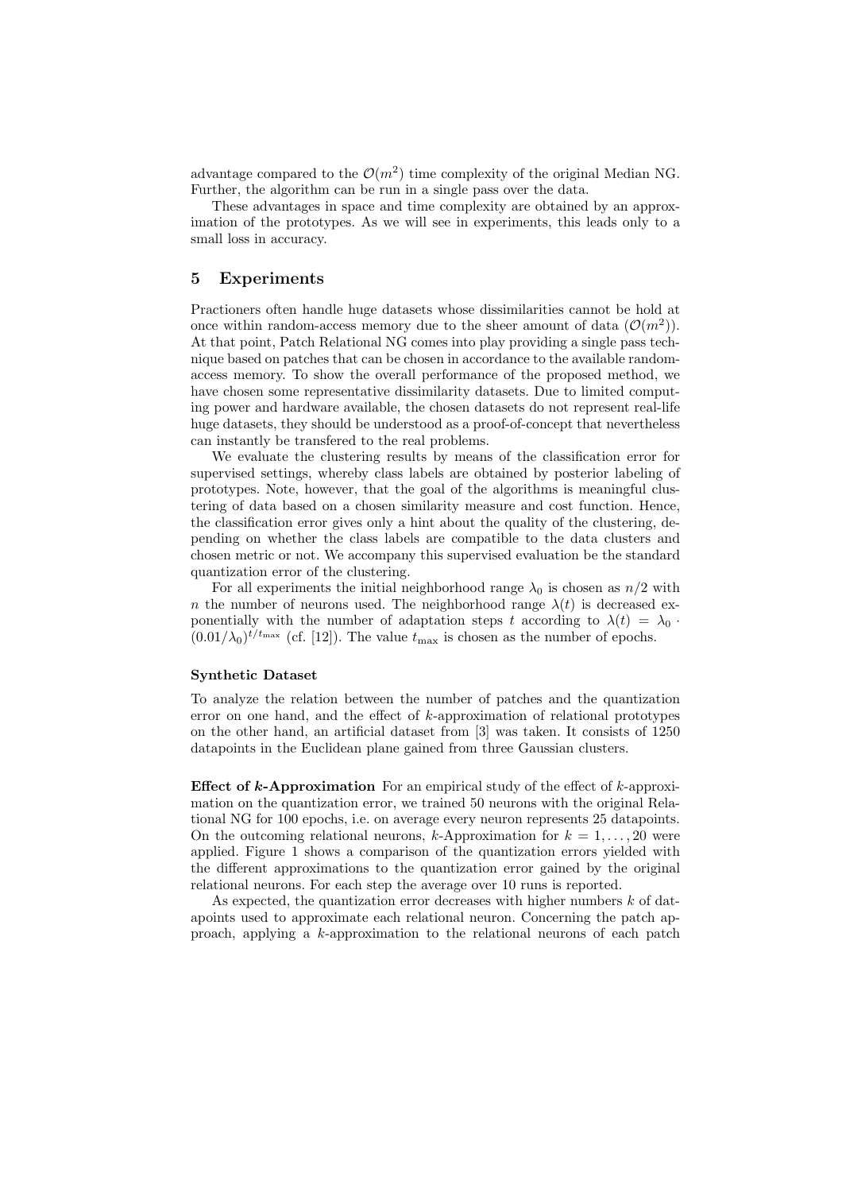advantage compared to the $\mathcal{O}(m^2)$ time complexity of the original Median NG. Further, the algorithm can be run in a single pass over the data.

These advantages in space and time complexity are obtained by an approximation of the prototypes. As we will see in experiments, this leads only to a small loss in accuracy.

## 5 Experiments

Practioners often handle huge datasets whose dissimilarities cannot be hold at once within random-access memory due to the sheer amount of data ($\mathcal{O}(m^2)$). At that point, Patch Relational NG comes into play providing a single pass technique based on patches that can be chosen in accordance to the available random-access memory. To show the overall performance of the proposed method, we have chosen some representative dissimilarity datasets. Due to limited computing power and hardware available, the chosen datasets do not represent real-life huge datasets, they should be understood as a proof-of-concept that nevertheless can instantly be transfered to the real problems.

We evaluate the clustering results by means of the classification error for supervised settings, whereby class labels are obtained by posterior labeling of prototypes. Note, however, that the goal of the algorithms is meaningful clustering of data based on a chosen similarity measure and cost function. Hence, the classification error gives only a hint about the quality of the clustering, depending on whether the class labels are compatible to the data clusters and chosen metric or not. We accompany this supervised evaluation be the standard quantization error of the clustering.

For all experiments the initial neighborhood range $\lambda_0$ is chosen as $n/2$ with $n$ the number of neurons used. The neighborhood range $\lambda(t)$ is decreased exponentially with the number of adaptation steps $t$ according to $\lambda(t) = \lambda_0 \cdot (0.01/\lambda_0)^{t/t_{\max}}$ (cf. [12]). The value $t_{\max}$ is chosen as the number of epochs.

#### Synthetic Dataset

To analyze the relation between the number of patches and the quantization error on one hand, and the effect of $k$-approximation of relational prototypes on the other hand, an artificial dataset from [3] was taken. It consists of 1250 datapoints in the Euclidean plane gained from three Gaussian clusters.

**Effect of $k$-Approximation** For an empirical study of the effect of $k$-approximation on the quantization error, we trained 50 neurons with the original Relational NG for 100 epochs, i.e. on average every neuron represents 25 datapoints. On the outcoming relational neurons, $k$-Approximation for $k = 1, \ldots, 20$ were applied. Figure 1 shows a comparison of the quantization errors yielded with the different approximations to the quantization error gained by the original relational neurons. For each step the average over 10 runs is reported.

As expected, the quantization error decreases with higher numbers $k$ of datapoints used to approximate each relational neuron. Concerning the patch approach, applying a $k$-approximation to the relational neurons of each patch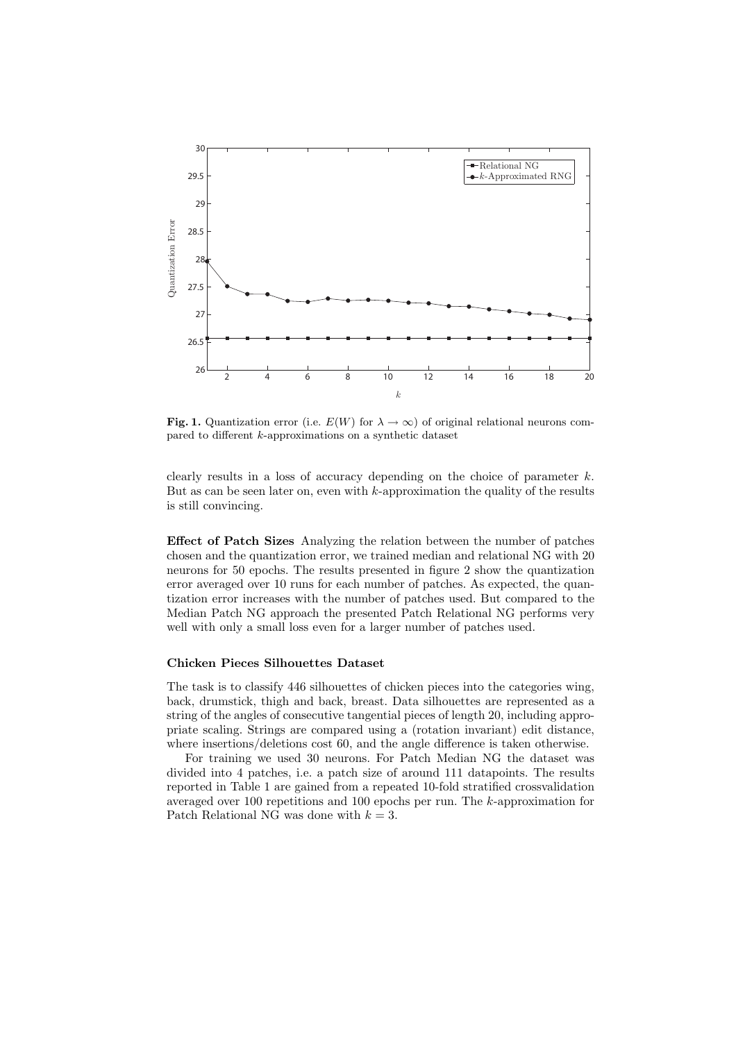**Fig. 1.** Quantization error (i.e. $E(W)$ for $\lambda \to \infty$) of original relational neurons compared to different $k$-approximations on a synthetic dataset

clearly results in a loss of accuracy depending on the choice of parameter $k$. But as can be seen later on, even with $k$-approximation the quality of the results is still convincing.

**Effect of Patch Sizes** Analyzing the relation between the number of patches chosen and the quantization error, we trained median and relational NG with 20 neurons for 50 epochs. The results presented in figure 2 show the quantization error averaged over 10 runs for each number of patches. As expected, the quantization error increases with the number of patches used. But compared to the Median Patch NG approach the presented Patch Relational NG performs very well with only a small loss even for a larger number of patches used.

**Chicken Pieces Silhouettes Dataset**

The task is to classify 446 silhouettes of chicken pieces into the categories wing, back, drumstick, thigh and back, breast. Data silhouettes are represented as a string of the angles of consecutive tangential pieces of length 20, including appropriate scaling. Strings are compared using a (rotation invariant) edit distance, where insertions/deletions cost 60, and the angle difference is taken otherwise.

For training we used 30 neurons. For Patch Median NG the dataset was divided into 4 patches, i.e. a patch size of around 111 datapoints. The results reported in Table 1 are gained from a repeated 10-fold stratified crossvalidation averaged over 100 repetitions and 100 epochs per run. The $k$-approximation for Patch Relational NG was done with $k = 3$.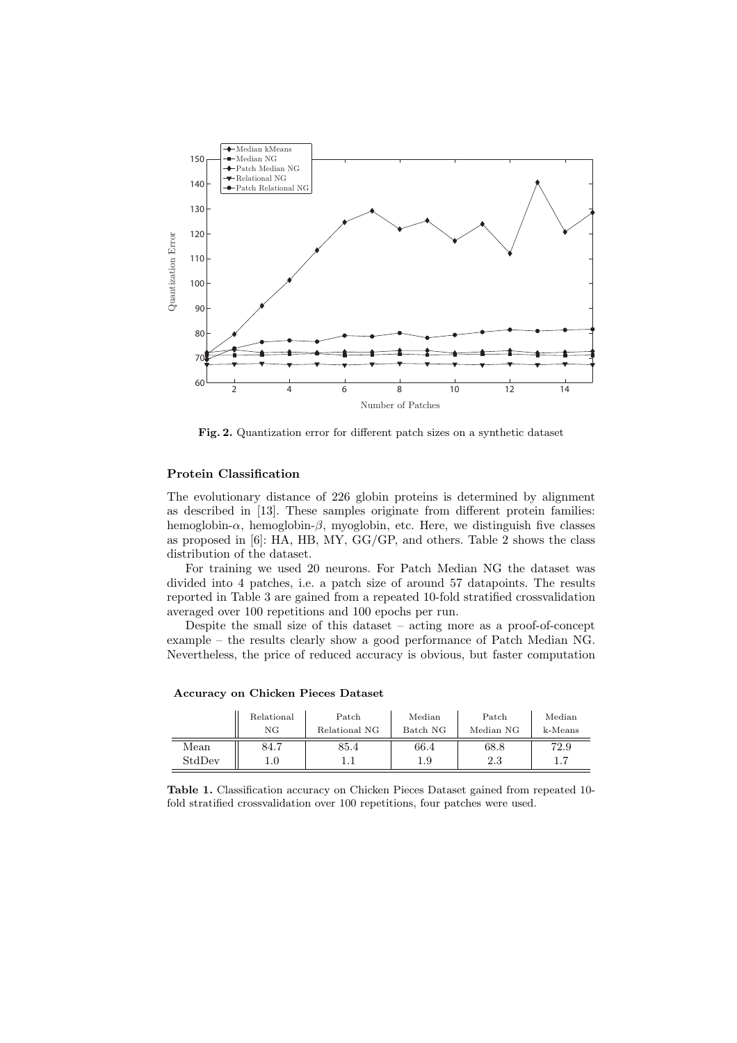Fig. 2. Quantization error for different patch sizes on a synthetic dataset

### Protein Classification

The evolutionary distance of 226 globin proteins is determined by alignment as described in [13]. These samples originate from different protein families: hemoglobin-$\alpha$, hemoglobin-$\beta$, myoglobin, etc. Here, we distinguish five classes as proposed in [6]: HA, HB, MY, GG/GP, and others. Table 2 shows the class distribution of the dataset.

For training we used 20 neurons. For Patch Median NG the dataset was divided into 4 patches, i.e. a patch size of around 57 datapoints. The results reported in Table 3 are gained from a repeated 10-fold stratified crossvalidation averaged over 100 repetitions and 100 epochs per run.

Despite the small size of this dataset – acting more as a proof-of-concept example – the results clearly show a good performance of Patch Median NG. Nevertheless, the price of reduced accuracy is obvious, but faster computation

**Accuracy on Chicken Pieces Dataset**

| | Relational NG | Patch Relational NG | Median Batch NG | Patch Median NG | Median k-Means |
|---|---|---|---|---|---|
| Mean | 84.7 | 85.4 | 66.4 | 68.8 | 72.9 |
| StdDev | 1.0 | 1.1 | 1.9 | 2.3 | 1.7 |

**Table 1.** Classification accuracy on Chicken Pieces Dataset gained from repeated 10-fold stratified crossvalidation over 100 repetitions, four patches were used.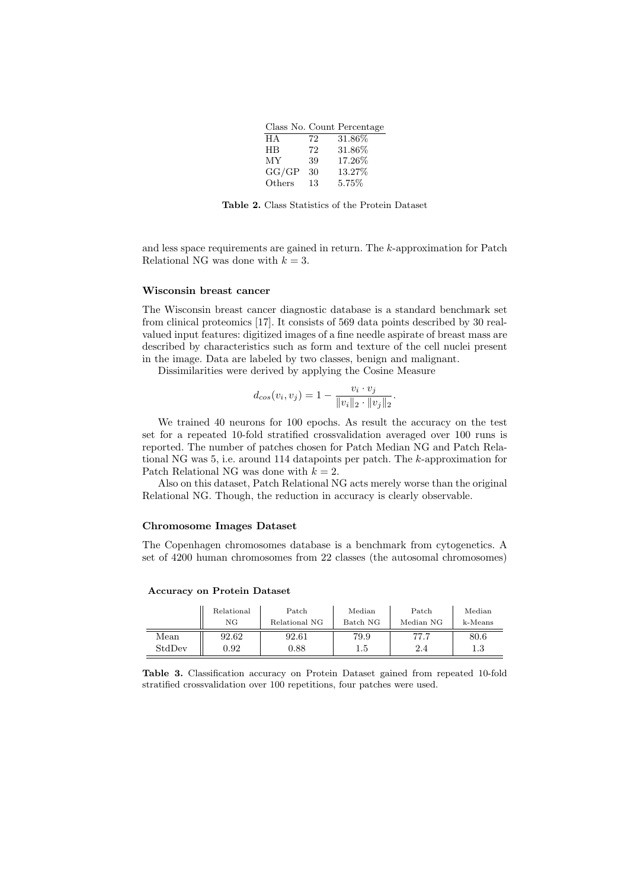| Class No. | Count | Percentage |
|---|---|---|
| HA | 72 | 31.86% |
| HB | 72 | 31.86% |
| MY | 39 | 17.26% |
| GG/GP | 30 | 13.27% |
| Others | 13 | 5.75% |

**Table 2.** Class Statistics of the Protein Dataset

and less space requirements are gained in return. The $k$-approximation for Patch Relational NG was done with $k = 3$.

### Wisconsin breast cancer

The Wisconsin breast cancer diagnostic database is a standard benchmark set from clinical proteomics [17]. It consists of 569 data points described by 30 real-valued input features: digitized images of a fine needle aspirate of breast mass are described by characteristics such as form and texture of the cell nuclei present in the image. Data are labeled by two classes, benign and malignant.

Dissimilarities were derived by applying the Cosine Measure

$$d_{cos}(v_i, v_j) = 1 - \frac{v_i \cdot v_j}{\|v_i\|_2 \cdot \|v_j\|_2}.$$

We trained 40 neurons for 100 epochs. As result the accuracy on the test set for a repeated 10-fold stratified crossvalidation averaged over 100 runs is reported. The number of patches chosen for Patch Median NG and Patch Relational NG was 5, i.e. around 114 datapoints per patch. The $k$-approximation for Patch Relational NG was done with $k = 2$.

Also on this dataset, Patch Relational NG acts merely worse than the original Relational NG. Though, the reduction in accuracy is clearly observable.

### Chromosome Images Dataset

The Copenhagen chromosomes database is a benchmark from cytogenetics. A set of 4200 human chromosomes from 22 classes (the autosomal chromosomes)

**Accuracy on Protein Dataset**

| | Relational NG | Patch Relational NG | Median Batch NG | Patch Median NG | Median k-Means |
|---|---|---|---|---|---|
| Mean | 92.62 | 92.61 | 79.9 | 77.7 | 80.6 |
| StdDev | 0.92 | 0.88 | 1.5 | 2.4 | 1.3 |

**Table 3.** Classification accuracy on Protein Dataset gained from repeated 10-fold stratified crossvalidation over 100 repetitions, four patches were used.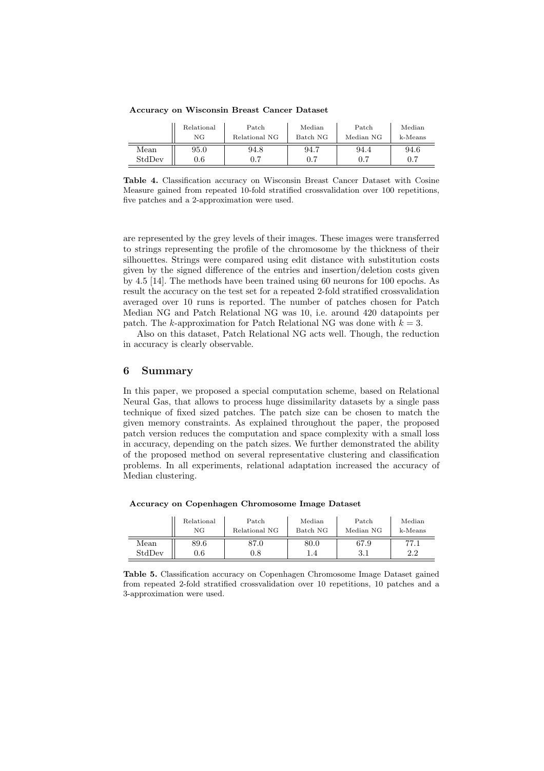**Accuracy on Wisconsin Breast Cancer Dataset**

| | Relational NG | Patch Relational NG | Median Batch NG | Patch Median NG | Median k-Means |
|---|---|---|---|---|---|
| Mean | 95.0 | 94.8 | 94.7 | 94.4 | 94.6 |
| StdDev | 0.6 | 0.7 | 0.7 | 0.7 | 0.7 |

**Table 4.** Classification accuracy on Wisconsin Breast Cancer Dataset with Cosine Measure gained from repeated 10-fold stratified crossvalidation over 100 repetitions, five patches and a 2-approximation were used.

are represented by the grey levels of their images. These images were transferred to strings representing the profile of the chromosome by the thickness of their silhouettes. Strings were compared using edit distance with substitution costs given by the signed difference of the entries and insertion/deletion costs given by 4.5 [14]. The methods have been trained using 60 neurons for 100 epochs. As result the accuracy on the test set for a repeated 2-fold stratified crossvalidation averaged over 10 runs is reported. The number of patches chosen for Patch Median NG and Patch Relational NG was 10, i.e. around 420 datapoints per patch. The $k$-approximation for Patch Relational NG was done with $k = 3$.

Also on this dataset, Patch Relational NG acts well. Though, the reduction in accuracy is clearly observable.

## 6 Summary

In this paper, we proposed a special computation scheme, based on Relational Neural Gas, that allows to process huge dissimilarity datasets by a single pass technique of fixed sized patches. The patch size can be chosen to match the given memory constraints. As explained throughout the paper, the proposed patch version reduces the computation and space complexity with a small loss in accuracy, depending on the patch sizes. We further demonstrated the ability of the proposed method on several representative clustering and classification problems. In all experiments, relational adaptation increased the accuracy of Median clustering.

**Accuracy on Copenhagen Chromosome Image Dataset**

| | Relational NG | Patch Relational NG | Median Batch NG | Patch Median NG | Median k-Means |
|---|---|---|---|---|---|
| Mean | 89.6 | 87.0 | 80.0 | 67.9 | 77.1 |
| StdDev | 0.6 | 0.8 | 1.4 | 3.1 | 2.2 |

**Table 5.** Classification accuracy on Copenhagen Chromosome Image Dataset gained from repeated 2-fold stratified crossvalidation over 10 repetitions, 10 patches and a 3-approximation were used.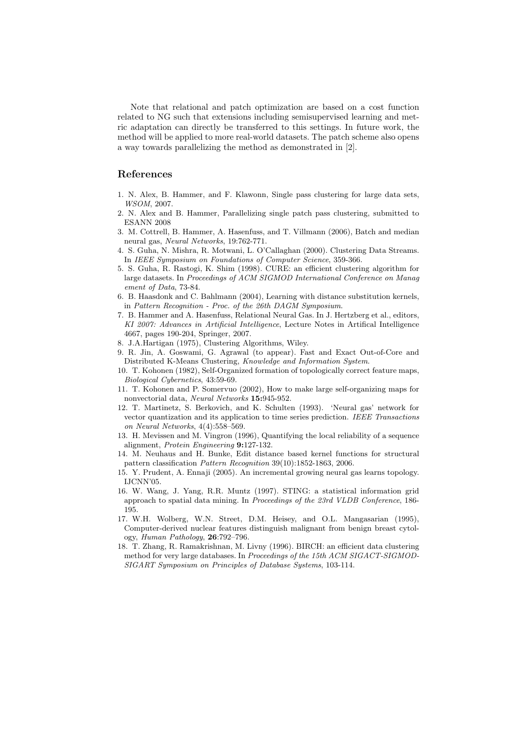Note that relational and patch optimization are based on a cost function related to NG such that extensions including semisupervised learning and metric adaptation can directly be transferred to this settings. In future work, the method will be applied to more real-world datasets. The patch scheme also opens a way towards parallelizing the method as demonstrated in [2].

## References

1. N. Alex, B. Hammer, and F. Klawonn, Single pass clustering for large data sets, *WSOM*, 2007.
2. N. Alex and B. Hammer, Parallelizing single patch pass clustering, submitted to ESANN 2008
3. M. Cottrell, B. Hammer, A. Hasenfuss, and T. Villmann (2006), Batch and median neural gas, *Neural Networks*, 19:762-771.
4. S. Guha, N. Mishra, R. Motwani, L. O'Callaghan (2000). Clustering Data Streams. In *IEEE Symposium on Foundations of Computer Science*, 359-366.
5. S. Guha, R. Rastogi, K. Shim (1998). CURE: an efficient clustering algorithm for large datasets. In *Proceedings of ACM SIGMOD International Conference on Management of Data*, 73-84.
6. B. Haasdonk and C. Bahlmann (2004), Learning with distance substitution kernels, in *Pattern Recognition - Proc. of the 26th DAGM Symposium*.
7. B. Hammer and A. Hasenfuss, Relational Neural Gas. In J. Hertzberg et al., editors, *KI 2007: Advances in Artificial Intelligence*, Lecture Notes in Artifical Intelligence 4667, pages 190-204, Springer, 2007.
8. J.A.Hartigan (1975), Clustering Algorithms, Wiley.
9. R. Jin, A. Goswami, G. Agrawal (to appear). Fast and Exact Out-of-Core and Distributed K-Means Clustering, *Knowledge and Information System*.
10. T. Kohonen (1982), Self-Organized formation of topologically correct feature maps, *Biological Cybernetics*, 43:59-69.
11. T. Kohonen and P. Somervuo (2002), How to make large self-organizing maps for nonvectorial data, *Neural Networks* **15:**945-952.
12. T. Martinetz, S. Berkovich, and K. Schulten (1993). 'Neural gas' network for vector quantization and its application to time series prediction. *IEEE Transactions on Neural Networks*, 4(4):558–569.
13. H. Mevissen and M. Vingron (1996), Quantifying the local reliability of a sequence alignment, *Protein Engineering* **9:**127-132.
14. M. Neuhaus and H. Bunke, Edit distance based kernel functions for structural pattern classification *Pattern Recognition* 39(10):1852-1863, 2006.
15. Y. Prudent, A. Ennaji (2005). An incremental growing neural gas learns topology. IJCNN'05.
16. W. Wang, J. Yang, R.R. Muntz (1997). STING: a statistical information grid approach to spatial data mining. In *Proceedings of the 23rd VLDB Conference*, 186-195.
17. W.H. Wolberg, W.N. Street, D.M. Heisey, and O.L. Mangasarian (1995), Computer-derived nuclear features distinguish malignant from benign breast cytology, *Human Pathology*, **26**:792–796.
18. T. Zhang, R. Ramakrishnan, M. Livny (1996). BIRCH: an efficient data clustering method for very large databases. In *Proceedings of the 15th ACM SIGACT-SIGMOD-SIGART Symposium on Principles of Database Systems*, 103-114.